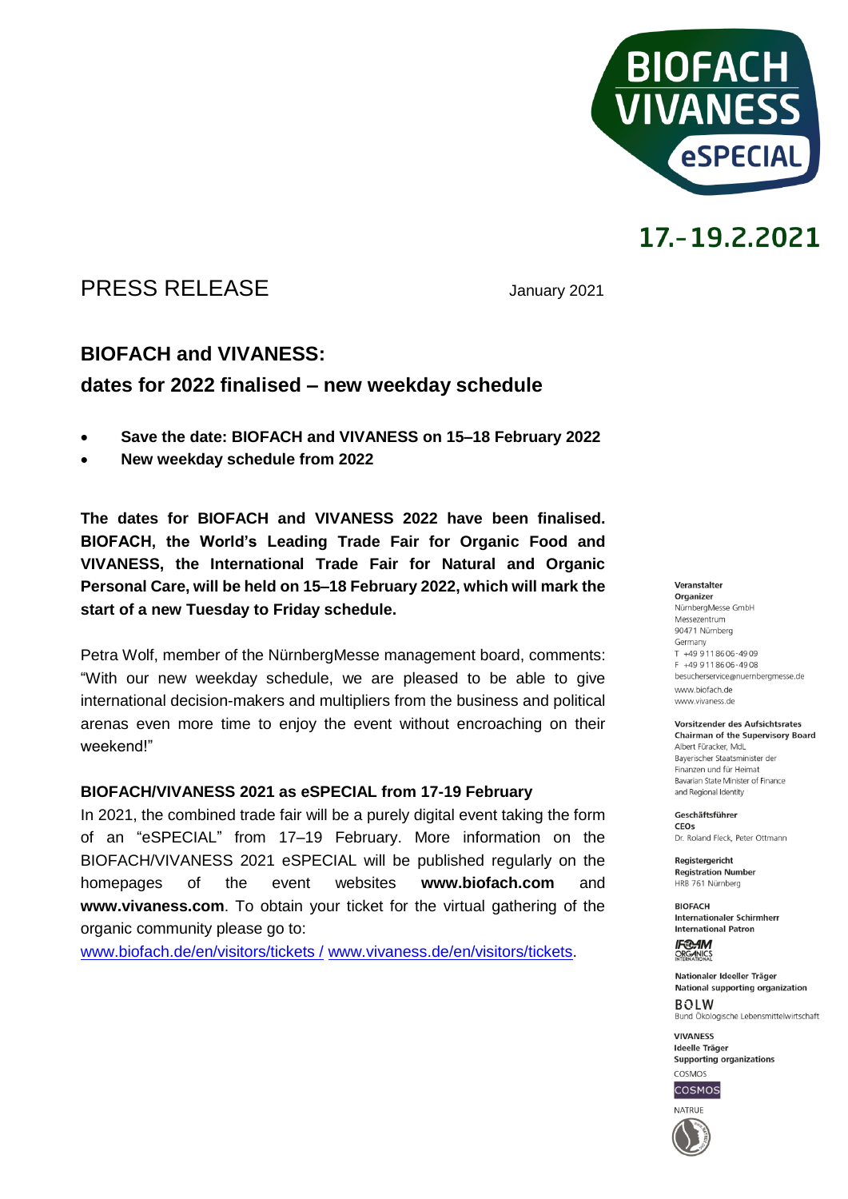BIOFACH VIVANESS eSPECIAL

17.-19.2.2021

PRESS RELEASE

January 2021

## BIOFACH and VIVANESS: dates for 2022 finalised – new weekday schedule

- **Save the date: BIOFACH and VIVANESS on 15–18 February 2022**
- **New weekday schedule from 2022**

**The dates for BIOFACH and VIVANESS 2022 have been finalised. BIOFACH, the World's Leading Trade Fair for Organic Food and VIVANESS, the International Trade Fair for Natural and Organic Personal Care, will be held on 15–18 February 2022, which will mark the start of a new Tuesday to Friday schedule.**

Petra Wolf, member of the NürnbergMesse management board, comments: "With our new weekday schedule, we are pleased to be able to give international decision-makers and multipliers from the business and political arenas even more time to enjoy the event without encroaching on their weekend!"

### BIOFACH/VIVANESS 2021 as eSPECIAL from 17-19 February

In 2021, the combined trade fair will be a purely digital event taking the form of an "eSPECIAL" from 17–19 February. More information on the BIOFACH/VIVANESS 2021 eSPECIAL will be published regularly on the homepages of the event websites **www.biofach.com** and **www.vivaness.com**. To obtain your ticket for the virtual gathering of the organic community please go to:
www.biofach.de/en/visitors/tickets / www.vivaness.de/en/visitors/tickets.

**Veranstalter**
**Organizer**
NürnbergMesse GmbH
Messezentrum
90471 Nürnberg
Germany
T +49 9 11 86 06-49 09
F +49 9 11 86 06-49 08
besucherservice@nuernbergmesse.de
www.biofach.de
www.vivaness.de

**Vorsitzender des Aufsichtsrates**
**Chairman of the Supervisory Board**
Albert Füracker, MdL
Bayerischer Staatsminister der Finanzen und für Heimat
Bavarian State Minister of Finance and Regional Identity

**Geschäftsführer**
**CEOs**
Dr. Roland Fleck, Peter Ottmann

**Registergericht**
**Registration Number**
HRB 761 Nürnberg

**BIOFACH**
**Internationaler Schirmherr**
**International Patron**
IFOAM Organics International

**Nationaler Ideeller Träger**
**National supporting organization**
BÖLW
Bund Ökologische Lebensmittelwirtschaft

**VIVANESS**
**Ideelle Träger**
**Supporting organizations**
COSMOS
COSMOS
NATRUE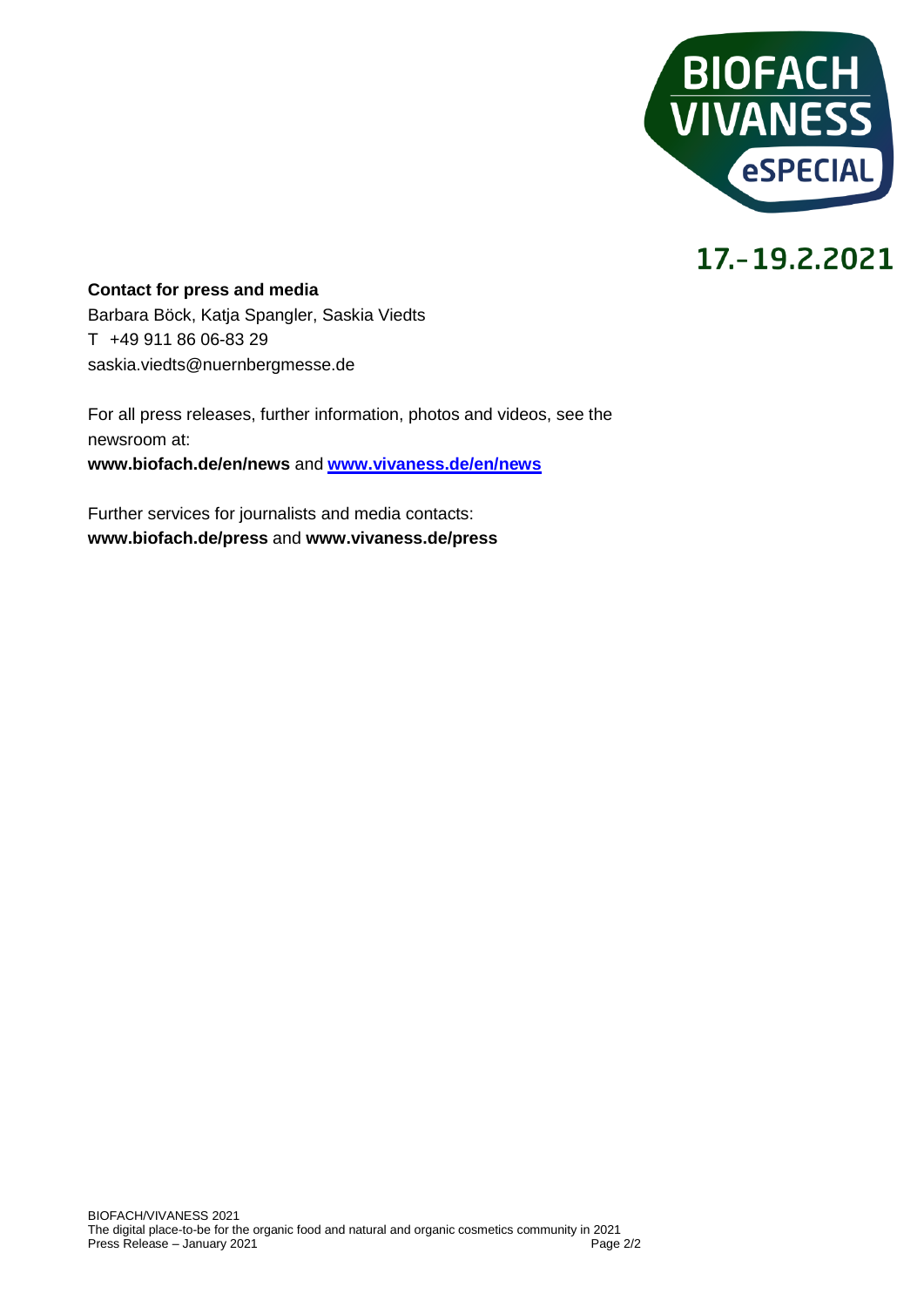**Contact for press and media**
Barbara Böck, Katja Spangler, Saskia Viedts
T +49 911 86 06-83 29
saskia.viedts@nuernbergmesse.de

For all press releases, further information, photos and videos, see the newsroom at:
**www.biofach.de/en/news** and **www.vivaness.de/en/news**

Further services for journalists and media contacts:
**www.biofach.de/press** and **www.vivaness.de/press**